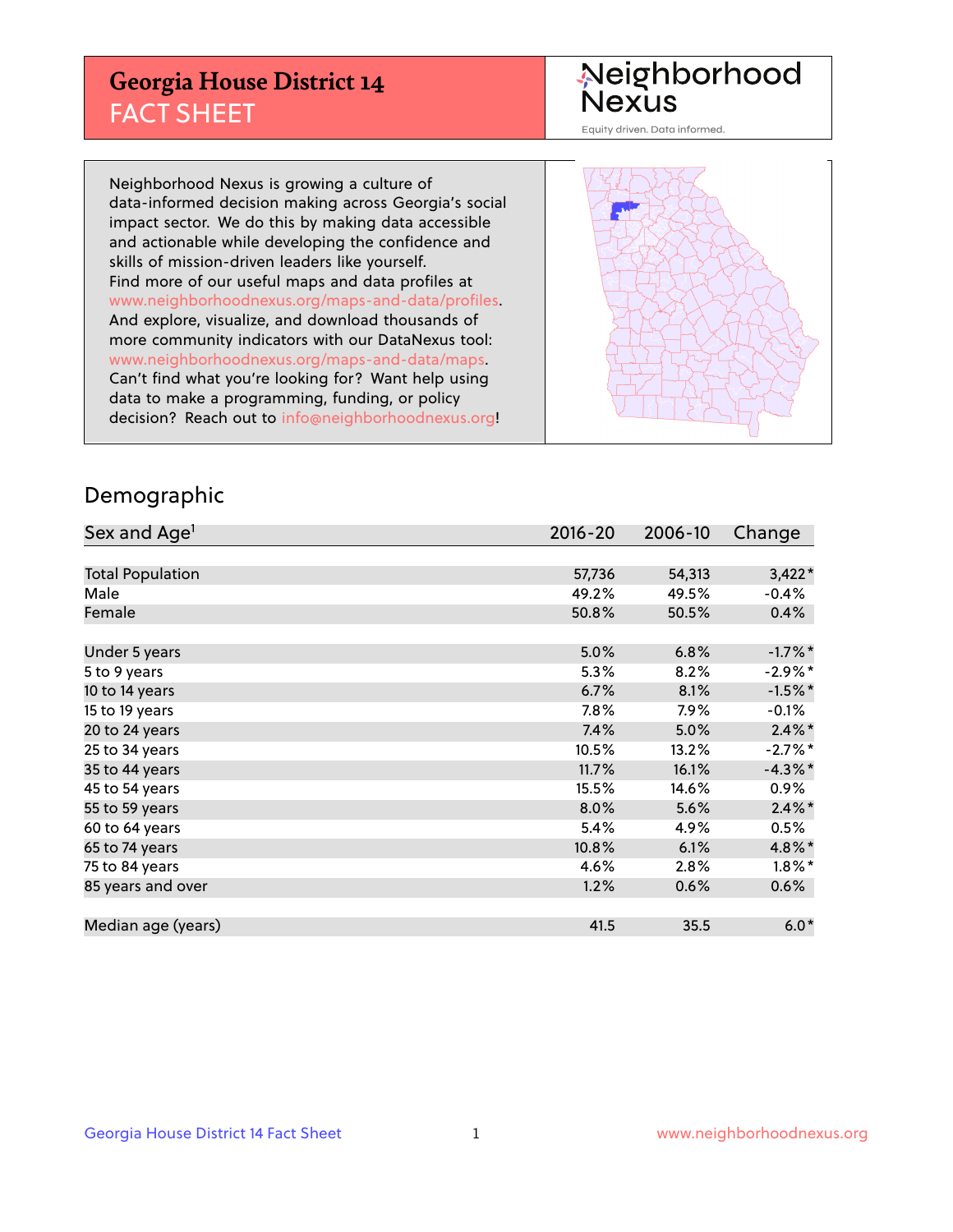# Georgia House District 14
## FACT SHEET

Neighborhood Nexus
Equity driven. Data informed.

Neighborhood Nexus is growing a culture of data-informed decision making across Georgia's social impact sector. We do this by making data accessible and actionable while developing the confidence and skills of mission-driven leaders like yourself. Find more of our useful maps and data profiles at www.neighborhoodnexus.org/maps-and-data/profiles. And explore, visualize, and download thousands of more community indicators with our DataNexus tool: www.neighborhoodnexus.org/maps-and-data/maps. Can't find what you're looking for? Want help using data to make a programming, funding, or policy decision? Reach out to info@neighborhoodnexus.org!

## Demographic

| Sex and Age[1] | 2016-20 | 2006-10 | Change |
|---|---|---|---|
| Total Population | 57,736 | 54,313 | 3,422* |
| Male | 49.2% | 49.5% | -0.4% |
| Female | 50.8% | 50.5% | 0.4% |
| | | | |
| Under 5 years | 5.0% | 6.8% | -1.7%* |
| 5 to 9 years | 5.3% | 8.2% | -2.9%* |
| 10 to 14 years | 6.7% | 8.1% | -1.5%* |
| 15 to 19 years | 7.8% | 7.9% | -0.1% |
| 20 to 24 years | 7.4% | 5.0% | 2.4%* |
| 25 to 34 years | 10.5% | 13.2% | -2.7%* |
| 35 to 44 years | 11.7% | 16.1% | -4.3%* |
| 45 to 54 years | 15.5% | 14.6% | 0.9% |
| 55 to 59 years | 8.0% | 5.6% | 2.4%* |
| 60 to 64 years | 5.4% | 4.9% | 0.5% |
| 65 to 74 years | 10.8% | 6.1% | 4.8%* |
| 75 to 84 years | 4.6% | 2.8% | 1.8%* |
| 85 years and over | 1.2% | 0.6% | 0.6% |
| | | | |
| Median age (years) | 41.5 | 35.5 | 6.0* |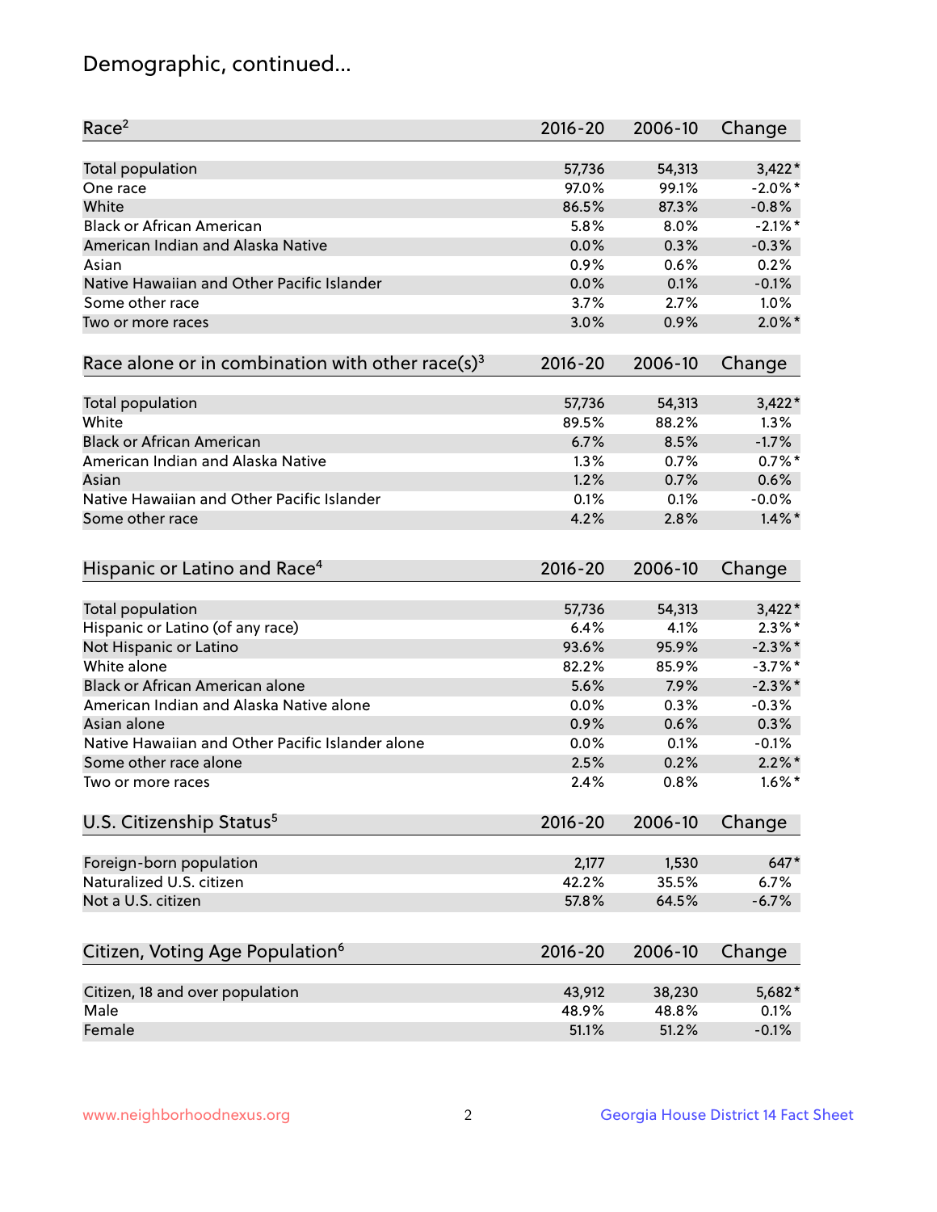# Demographic, continued...

| Race[2] | 2016-20 | 2006-10 | Change |
|---|---|---|---|
| Total population | 57,736 | 54,313 | 3,422* |
| One race | 97.0% | 99.1% | -2.0%* |
| White | 86.5% | 87.3% | -0.8% |
| Black or African American | 5.8% | 8.0% | -2.1%* |
| American Indian and Alaska Native | 0.0% | 0.3% | -0.3% |
| Asian | 0.9% | 0.6% | 0.2% |
| Native Hawaiian and Other Pacific Islander | 0.0% | 0.1% | -0.1% |
| Some other race | 3.7% | 2.7% | 1.0% |
| Two or more races | 3.0% | 0.9% | 2.0%* |

| Race alone or in combination with other race(s)[3] | 2016-20 | 2006-10 | Change |
|---|---|---|---|
| Total population | 57,736 | 54,313 | 3,422* |
| White | 89.5% | 88.2% | 1.3% |
| Black or African American | 6.7% | 8.5% | -1.7% |
| American Indian and Alaska Native | 1.3% | 0.7% | 0.7%* |
| Asian | 1.2% | 0.7% | 0.6% |
| Native Hawaiian and Other Pacific Islander | 0.1% | 0.1% | -0.0% |
| Some other race | 4.2% | 2.8% | 1.4%* |

| Hispanic or Latino and Race[4] | 2016-20 | 2006-10 | Change |
|---|---|---|---|
| Total population | 57,736 | 54,313 | 3,422* |
| Hispanic or Latino (of any race) | 6.4% | 4.1% | 2.3%* |
| Not Hispanic or Latino | 93.6% | 95.9% | -2.3%* |
| White alone | 82.2% | 85.9% | -3.7%* |
| Black or African American alone | 5.6% | 7.9% | -2.3%* |
| American Indian and Alaska Native alone | 0.0% | 0.3% | -0.3% |
| Asian alone | 0.9% | 0.6% | 0.3% |
| Native Hawaiian and Other Pacific Islander alone | 0.0% | 0.1% | -0.1% |
| Some other race alone | 2.5% | 0.2% | 2.2%* |
| Two or more races | 2.4% | 0.8% | 1.6%* |

| U.S. Citizenship Status[5] | 2016-20 | 2006-10 | Change |
|---|---|---|---|
| Foreign-born population | 2,177 | 1,530 | 647* |
| Naturalized U.S. citizen | 42.2% | 35.5% | 6.7% |
| Not a U.S. citizen | 57.8% | 64.5% | -6.7% |

| Citizen, Voting Age Population[6] | 2016-20 | 2006-10 | Change |
|---|---|---|---|
| Citizen, 18 and over population | 43,912 | 38,230 | 5,682* |
| Male | 48.9% | 48.8% | 0.1% |
| Female | 51.1% | 51.2% | -0.1% |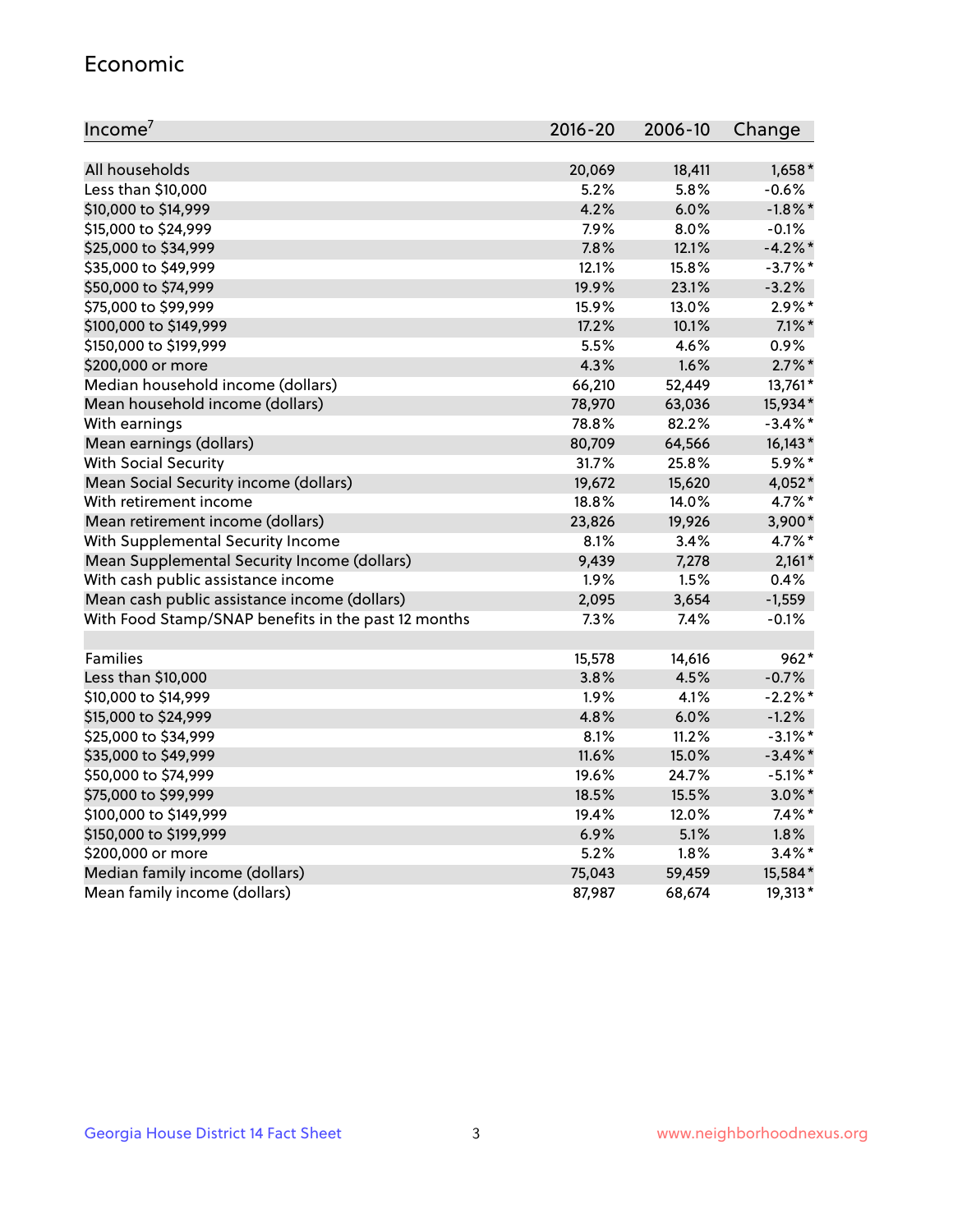## Economic

| Income[7] | 2016-20 | 2006-10 | Change |
| --- | --- | --- | --- |
| All households | 20,069 | 18,411 | 1,658* |
| Less than $10,000 | 5.2% | 5.8% | -0.6% |
| $10,000 to $14,999 | 4.2% | 6.0% | -1.8%* |
| $15,000 to $24,999 | 7.9% | 8.0% | -0.1% |
| $25,000 to $34,999 | 7.8% | 12.1% | -4.2%* |
| $35,000 to $49,999 | 12.1% | 15.8% | -3.7%* |
| $50,000 to $74,999 | 19.9% | 23.1% | -3.2% |
| $75,000 to $99,999 | 15.9% | 13.0% | 2.9%* |
| $100,000 to $149,999 | 17.2% | 10.1% | 7.1%* |
| $150,000 to $199,999 | 5.5% | 4.6% | 0.9% |
| $200,000 or more | 4.3% | 1.6% | 2.7%* |
| Median household income (dollars) | 66,210 | 52,449 | 13,761* |
| Mean household income (dollars) | 78,970 | 63,036 | 15,934* |
| With earnings | 78.8% | 82.2% | -3.4%* |
| Mean earnings (dollars) | 80,709 | 64,566 | 16,143* |
| With Social Security | 31.7% | 25.8% | 5.9%* |
| Mean Social Security income (dollars) | 19,672 | 15,620 | 4,052* |
| With retirement income | 18.8% | 14.0% | 4.7%* |
| Mean retirement income (dollars) | 23,826 | 19,926 | 3,900* |
| With Supplemental Security Income | 8.1% | 3.4% | 4.7%* |
| Mean Supplemental Security Income (dollars) | 9,439 | 7,278 | 2,161* |
| With cash public assistance income | 1.9% | 1.5% | 0.4% |
| Mean cash public assistance income (dollars) | 2,095 | 3,654 | -1,559 |
| With Food Stamp/SNAP benefits in the past 12 months | 7.3% | 7.4% | -0.1% |
| | | | |
| Families | 15,578 | 14,616 | 962* |
| Less than $10,000 | 3.8% | 4.5% | -0.7% |
| $10,000 to $14,999 | 1.9% | 4.1% | -2.2%* |
| $15,000 to $24,999 | 4.8% | 6.0% | -1.2% |
| $25,000 to $34,999 | 8.1% | 11.2% | -3.1%* |
| $35,000 to $49,999 | 11.6% | 15.0% | -3.4%* |
| $50,000 to $74,999 | 19.6% | 24.7% | -5.1%* |
| $75,000 to $99,999 | 18.5% | 15.5% | 3.0%* |
| $100,000 to $149,999 | 19.4% | 12.0% | 7.4%* |
| $150,000 to $199,999 | 6.9% | 5.1% | 1.8% |
| $200,000 or more | 5.2% | 1.8% | 3.4%* |
| Median family income (dollars) | 75,043 | 59,459 | 15,584* |
| Mean family income (dollars) | 87,987 | 68,674 | 19,313* |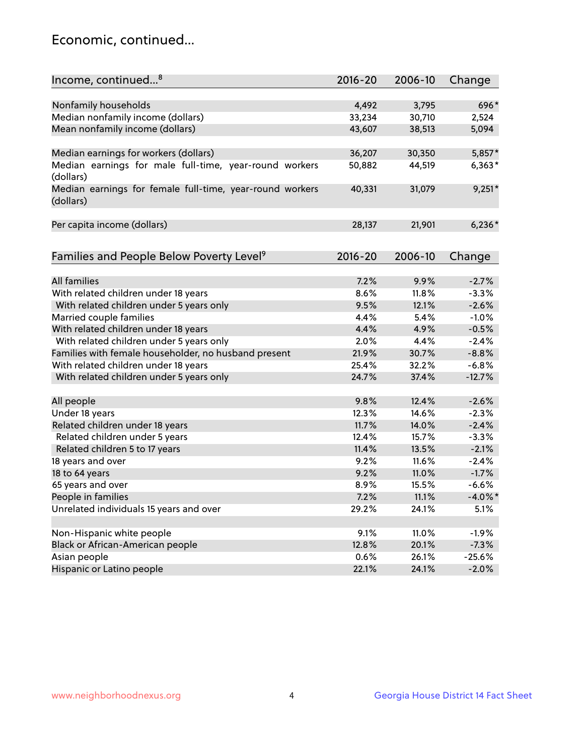## Economic, continued...

| Income, continued...[8] | 2016-20 | 2006-10 | Change |
|---|---|---|---|
| Nonfamily households | 4,492 | 3,795 | 696* |
| Median nonfamily income (dollars) | 33,234 | 30,710 | 2,524 |
| Mean nonfamily income (dollars) | 43,607 | 38,513 | 5,094 |
| Median earnings for workers (dollars) | 36,207 | 30,350 | 5,857* |
| Median earnings for male full-time, year-round workers (dollars) | 50,882 | 44,519 | 6,363* |
| Median earnings for female full-time, year-round workers (dollars) | 40,331 | 31,079 | 9,251* |
| Per capita income (dollars) | 28,137 | 21,901 | 6,236* |

| Families and People Below Poverty Level[9] | 2016-20 | 2006-10 | Change |
|---|---|---|---|
| All families | 7.2% | 9.9% | -2.7% |
| With related children under 18 years | 8.6% | 11.8% | -3.3% |
| With related children under 5 years only | 9.5% | 12.1% | -2.6% |
| Married couple families | 4.4% | 5.4% | -1.0% |
| With related children under 18 years | 4.4% | 4.9% | -0.5% |
| With related children under 5 years only | 2.0% | 4.4% | -2.4% |
| Families with female householder, no husband present | 21.9% | 30.7% | -8.8% |
| With related children under 18 years | 25.4% | 32.2% | -6.8% |
| With related children under 5 years only | 24.7% | 37.4% | -12.7% |
| All people | 9.8% | 12.4% | -2.6% |
| Under 18 years | 12.3% | 14.6% | -2.3% |
| Related children under 18 years | 11.7% | 14.0% | -2.4% |
| Related children under 5 years | 12.4% | 15.7% | -3.3% |
| Related children 5 to 17 years | 11.4% | 13.5% | -2.1% |
| 18 years and over | 9.2% | 11.6% | -2.4% |
| 18 to 64 years | 9.2% | 11.0% | -1.7% |
| 65 years and over | 8.9% | 15.5% | -6.6% |
| People in families | 7.2% | 11.1% | -4.0%* |
| Unrelated individuals 15 years and over | 29.2% | 24.1% | 5.1% |
| Non-Hispanic white people | 9.1% | 11.0% | -1.9% |
| Black or African-American people | 12.8% | 20.1% | -7.3% |
| Asian people | 0.6% | 26.1% | -25.6% |
| Hispanic or Latino people | 22.1% | 24.1% | -2.0% |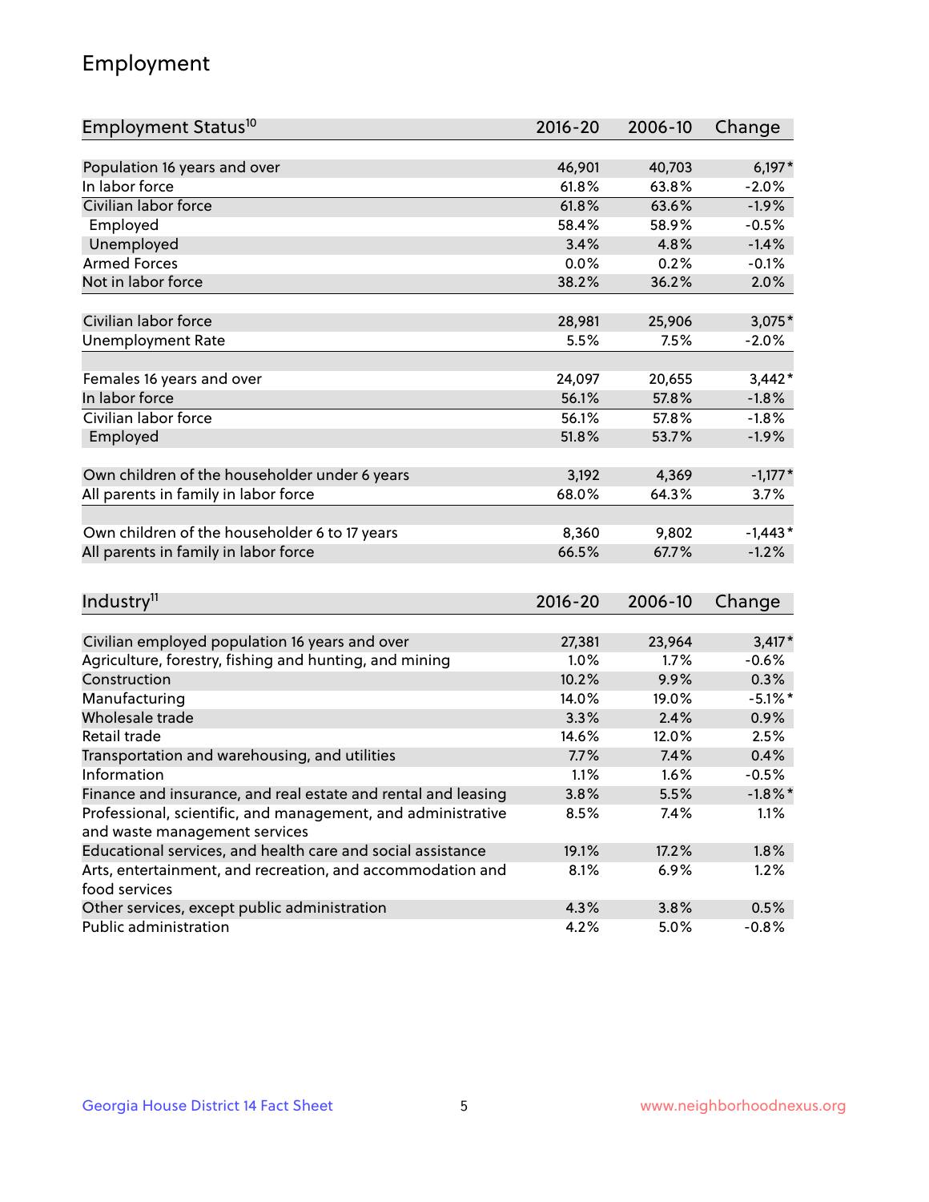## Employment

| Employment Status[10] | 2016-20 | 2006-10 | Change |
| --- | --- | --- | --- |
| Population 16 years and over | 46,901 | 40,703 | 6,197* |
| In labor force | 61.8% | 63.8% | -2.0% |
| Civilian labor force | 61.8% | 63.6% | -1.9% |
| Employed | 58.4% | 58.9% | -0.5% |
| Unemployed | 3.4% | 4.8% | -1.4% |
| Armed Forces | 0.0% | 0.2% | -0.1% |
| Not in labor force | 38.2% | 36.2% | 2.0% |
| | | | |
| Civilian labor force | 28,981 | 25,906 | 3,075* |
| Unemployment Rate | 5.5% | 7.5% | -2.0% |
| | | | |
| Females 16 years and over | 24,097 | 20,655 | 3,442* |
| In labor force | 56.1% | 57.8% | -1.8% |
| Civilian labor force | 56.1% | 57.8% | -1.8% |
| Employed | 51.8% | 53.7% | -1.9% |
| | | | |
| Own children of the householder under 6 years | 3,192 | 4,369 | -1,177* |
| All parents in family in labor force | 68.0% | 64.3% | 3.7% |
| | | | |
| Own children of the householder 6 to 17 years | 8,360 | 9,802 | -1,443* |
| All parents in family in labor force | 66.5% | 67.7% | -1.2% |

| Industry[11] | 2016-20 | 2006-10 | Change |
| --- | --- | --- | --- |
| Civilian employed population 16 years and over | 27,381 | 23,964 | 3,417* |
| Agriculture, forestry, fishing and hunting, and mining | 1.0% | 1.7% | -0.6% |
| Construction | 10.2% | 9.9% | 0.3% |
| Manufacturing | 14.0% | 19.0% | -5.1%* |
| Wholesale trade | 3.3% | 2.4% | 0.9% |
| Retail trade | 14.6% | 12.0% | 2.5% |
| Transportation and warehousing, and utilities | 7.7% | 7.4% | 0.4% |
| Information | 1.1% | 1.6% | -0.5% |
| Finance and insurance, and real estate and rental and leasing | 3.8% | 5.5% | -1.8%* |
| Professional, scientific, and management, and administrative and waste management services | 8.5% | 7.4% | 1.1% |
| Educational services, and health care and social assistance | 19.1% | 17.2% | 1.8% |
| Arts, entertainment, and recreation, and accommodation and food services | 8.1% | 6.9% | 1.2% |
| Other services, except public administration | 4.3% | 3.8% | 0.5% |
| Public administration | 4.2% | 5.0% | -0.8% |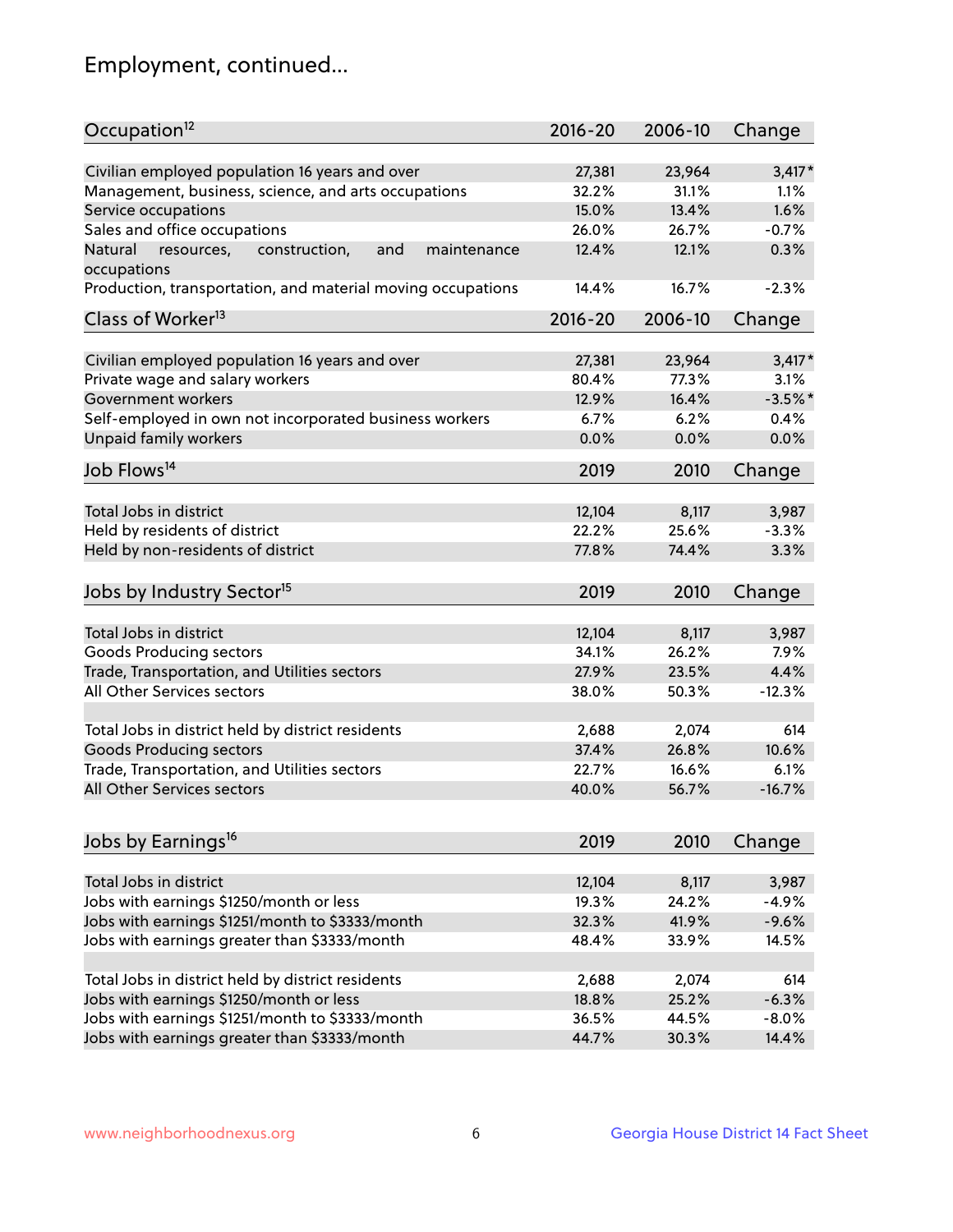## Employment, continued...

| Occupation[12] | 2016-20 | 2006-10 | Change |
|---|---|---|---|
| Civilian employed population 16 years and over | 27,381 | 23,964 | 3,417* |
| Management, business, science, and arts occupations | 32.2% | 31.1% | 1.1% |
| Service occupations | 15.0% | 13.4% | 1.6% |
| Sales and office occupations | 26.0% | 26.7% | -0.7% |
| Natural resources, construction, and maintenance occupations | 12.4% | 12.1% | 0.3% |
| Production, transportation, and material moving occupations | 14.4% | 16.7% | -2.3% |

| Class of Worker[13] | 2016-20 | 2006-10 | Change |
|---|---|---|---|
| Civilian employed population 16 years and over | 27,381 | 23,964 | 3,417* |
| Private wage and salary workers | 80.4% | 77.3% | 3.1% |
| Government workers | 12.9% | 16.4% | -3.5%* |
| Self-employed in own not incorporated business workers | 6.7% | 6.2% | 0.4% |
| Unpaid family workers | 0.0% | 0.0% | 0.0% |

| Job Flows[14] | 2019 | 2010 | Change |
|---|---|---|---|
| Total Jobs in district | 12,104 | 8,117 | 3,987 |
| Held by residents of district | 22.2% | 25.6% | -3.3% |
| Held by non-residents of district | 77.8% | 74.4% | 3.3% |

| Jobs by Industry Sector[15] | 2019 | 2010 | Change |
|---|---|---|---|
| Total Jobs in district | 12,104 | 8,117 | 3,987 |
| Goods Producing sectors | 34.1% | 26.2% | 7.9% |
| Trade, Transportation, and Utilities sectors | 27.9% | 23.5% | 4.4% |
| All Other Services sectors | 38.0% | 50.3% | -12.3% |
| | | | |
| Total Jobs in district held by district residents | 2,688 | 2,074 | 614 |
| Goods Producing sectors | 37.4% | 26.8% | 10.6% |
| Trade, Transportation, and Utilities sectors | 22.7% | 16.6% | 6.1% |
| All Other Services sectors | 40.0% | 56.7% | -16.7% |

| Jobs by Earnings[16] | 2019 | 2010 | Change |
|---|---|---|---|
| Total Jobs in district | 12,104 | 8,117 | 3,987 |
| Jobs with earnings $1250/month or less | 19.3% | 24.2% | -4.9% |
| Jobs with earnings $1251/month to $3333/month | 32.3% | 41.9% | -9.6% |
| Jobs with earnings greater than $3333/month | 48.4% | 33.9% | 14.5% |
| | | | |
| Total Jobs in district held by district residents | 2,688 | 2,074 | 614 |
| Jobs with earnings $1250/month or less | 18.8% | 25.2% | -6.3% |
| Jobs with earnings $1251/month to $3333/month | 36.5% | 44.5% | -8.0% |
| Jobs with earnings greater than $3333/month | 44.7% | 30.3% | 14.4% |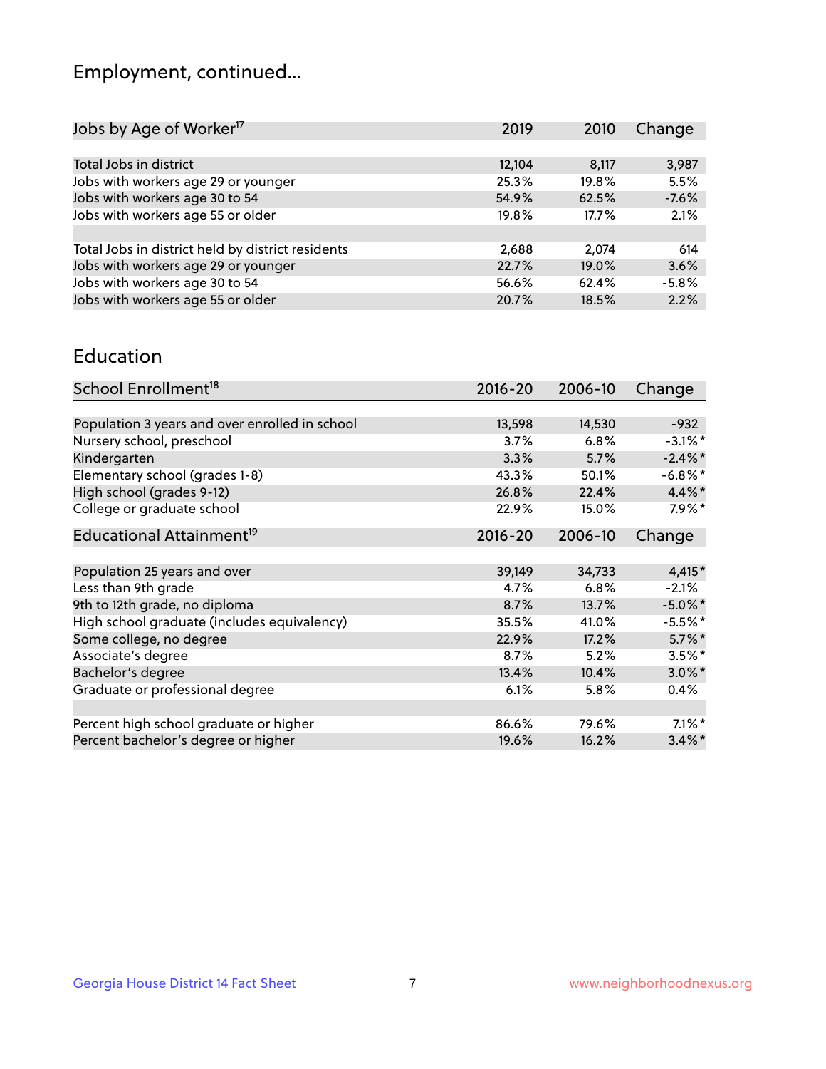## Employment, continued...

| Jobs by Age of Worker[17] | 2019 | 2010 | Change |
|---|---|---|---|
| | | | |
| Total Jobs in district | 12,104 | 8,117 | 3,987 |
| Jobs with workers age 29 or younger | 25.3% | 19.8% | 5.5% |
| Jobs with workers age 30 to 54 | 54.9% | 62.5% | -7.6% |
| Jobs with workers age 55 or older | 19.8% | 17.7% | 2.1% |
| | | | |
| Total Jobs in district held by district residents | 2,688 | 2,074 | 614 |
| Jobs with workers age 29 or younger | 22.7% | 19.0% | 3.6% |
| Jobs with workers age 30 to 54 | 56.6% | 62.4% | -5.8% |
| Jobs with workers age 55 or older | 20.7% | 18.5% | 2.2% |

## Education

| School Enrollment[18] | 2016-20 | 2006-10 | Change |
|---|---|---|---|
| | | | |
| Population 3 years and over enrolled in school | 13,598 | 14,530 | -932 |
| Nursery school, preschool | 3.7% | 6.8% | -3.1%* |
| Kindergarten | 3.3% | 5.7% | -2.4%* |
| Elementary school (grades 1-8) | 43.3% | 50.1% | -6.8%* |
| High school (grades 9-12) | 26.8% | 22.4% | 4.4%* |
| College or graduate school | 22.9% | 15.0% | 7.9%* |

| Educational Attainment[19] | 2016-20 | 2006-10 | Change |
|---|---|---|---|
| | | | |
| Population 25 years and over | 39,149 | 34,733 | 4,415* |
| Less than 9th grade | 4.7% | 6.8% | -2.1% |
| 9th to 12th grade, no diploma | 8.7% | 13.7% | -5.0%* |
| High school graduate (includes equivalency) | 35.5% | 41.0% | -5.5%* |
| Some college, no degree | 22.9% | 17.2% | 5.7%* |
| Associate's degree | 8.7% | 5.2% | 3.5%* |
| Bachelor's degree | 13.4% | 10.4% | 3.0%* |
| Graduate or professional degree | 6.1% | 5.8% | 0.4% |
| | | | |
| Percent high school graduate or higher | 86.6% | 79.6% | 7.1%* |
| Percent bachelor's degree or higher | 19.6% | 16.2% | 3.4%* |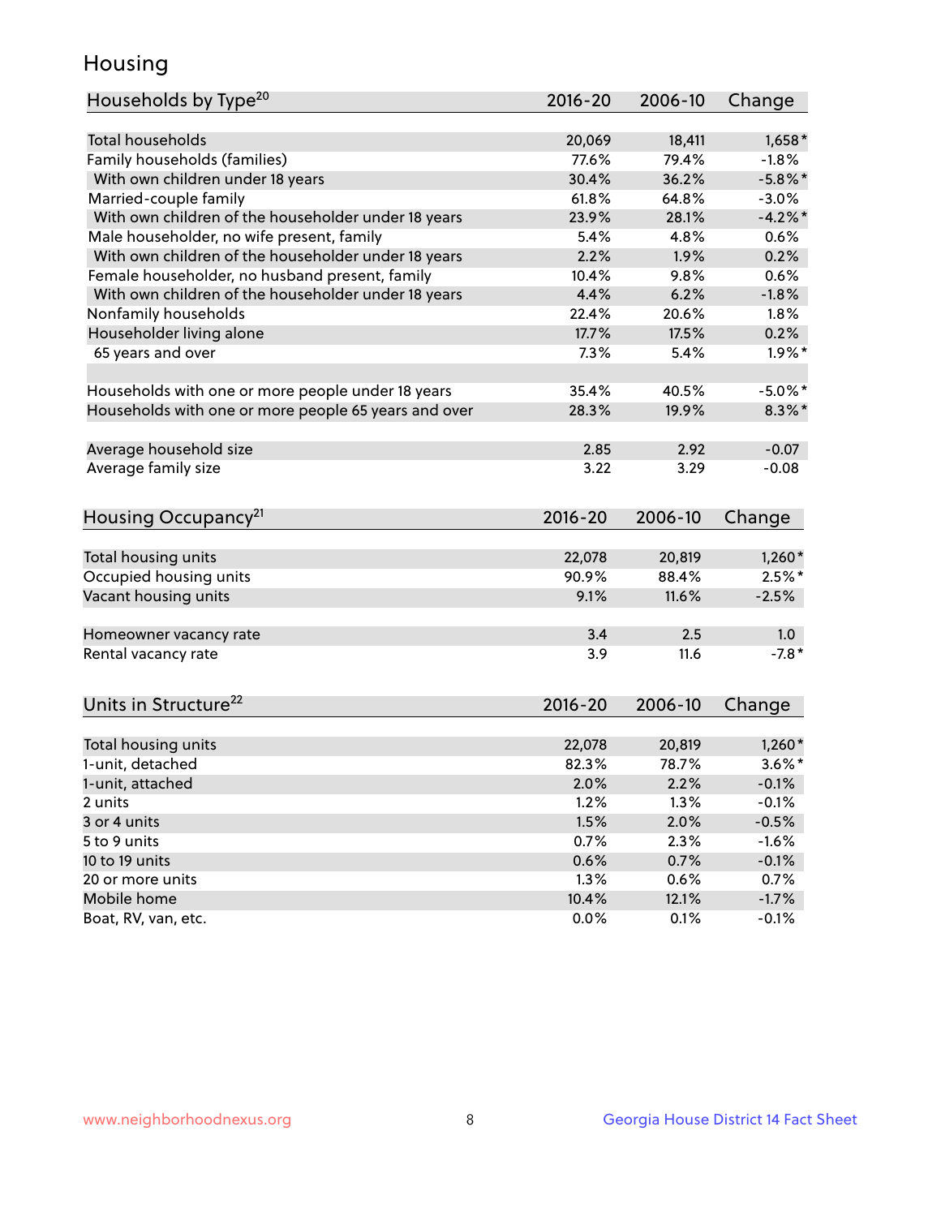# Housing

| Households by Type[20] | 2016-20 | 2006-10 | Change |
|---|---|---|---|
| Total households | 20,069 | 18,411 | 1,658* |
| Family households (families) | 77.6% | 79.4% | -1.8% |
| With own children under 18 years | 30.4% | 36.2% | -5.8%* |
| Married-couple family | 61.8% | 64.8% | -3.0% |
| With own children of the householder under 18 years | 23.9% | 28.1% | -4.2%* |
| Male householder, no wife present, family | 5.4% | 4.8% | 0.6% |
| With own children of the householder under 18 years | 2.2% | 1.9% | 0.2% |
| Female householder, no husband present, family | 10.4% | 9.8% | 0.6% |
| With own children of the householder under 18 years | 4.4% | 6.2% | -1.8% |
| Nonfamily households | 22.4% | 20.6% | 1.8% |
| Householder living alone | 17.7% | 17.5% | 0.2% |
| 65 years and over | 7.3% | 5.4% | 1.9%* |
| | | | |
| Households with one or more people under 18 years | 35.4% | 40.5% | -5.0%* |
| Households with one or more people 65 years and over | 28.3% | 19.9% | 8.3%* |
| | | | |
| Average household size | 2.85 | 2.92 | -0.07 |
| Average family size | 3.22 | 3.29 | -0.08 |

| Housing Occupancy[21] | 2016-20 | 2006-10 | Change |
|---|---|---|---|
| Total housing units | 22,078 | 20,819 | 1,260* |
| Occupied housing units | 90.9% | 88.4% | 2.5%* |
| Vacant housing units | 9.1% | 11.6% | -2.5% |
| | | | |
| Homeowner vacancy rate | 3.4 | 2.5 | 1.0 |
| Rental vacancy rate | 3.9 | 11.6 | -7.8* |

| Units in Structure[22] | 2016-20 | 2006-10 | Change |
|---|---|---|---|
| Total housing units | 22,078 | 20,819 | 1,260* |
| 1-unit, detached | 82.3% | 78.7% | 3.6%* |
| 1-unit, attached | 2.0% | 2.2% | -0.1% |
| 2 units | 1.2% | 1.3% | -0.1% |
| 3 or 4 units | 1.5% | 2.0% | -0.5% |
| 5 to 9 units | 0.7% | 2.3% | -1.6% |
| 10 to 19 units | 0.6% | 0.7% | -0.1% |
| 20 or more units | 1.3% | 0.6% | 0.7% |
| Mobile home | 10.4% | 12.1% | -1.7% |
| Boat, RV, van, etc. | 0.0% | 0.1% | -0.1% |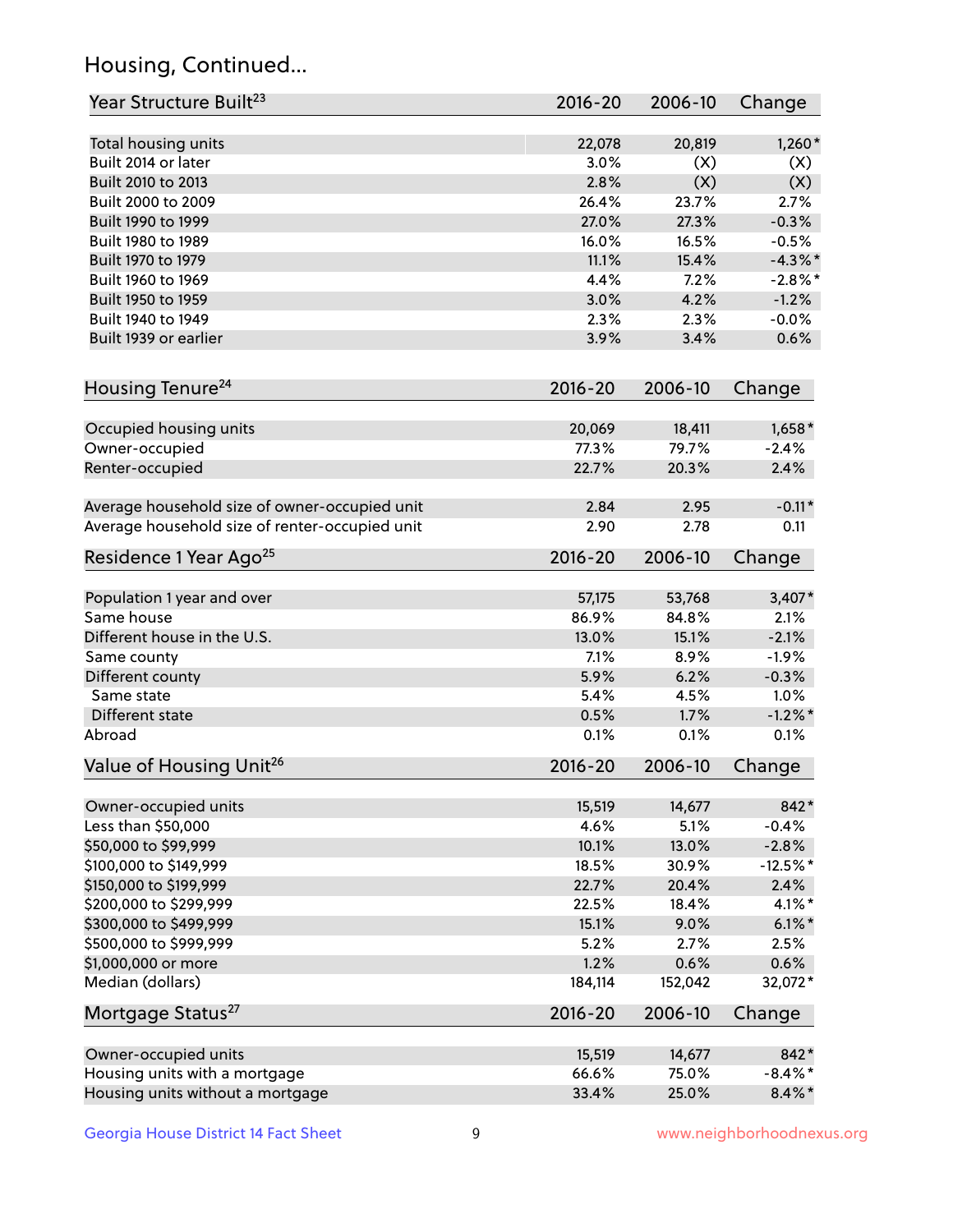## Housing, Continued...

| Year Structure Built[23] | 2016-20 | 2006-10 | Change |
|---|---|---|---|
| Total housing units | 22,078 | 20,819 | 1,260* |
| Built 2014 or later | 3.0% | (X) | (X) |
| Built 2010 to 2013 | 2.8% | (X) | (X) |
| Built 2000 to 2009 | 26.4% | 23.7% | 2.7% |
| Built 1990 to 1999 | 27.0% | 27.3% | -0.3% |
| Built 1980 to 1989 | 16.0% | 16.5% | -0.5% |
| Built 1970 to 1979 | 11.1% | 15.4% | -4.3%* |
| Built 1960 to 1969 | 4.4% | 7.2% | -2.8%* |
| Built 1950 to 1959 | 3.0% | 4.2% | -1.2% |
| Built 1940 to 1949 | 2.3% | 2.3% | -0.0% |
| Built 1939 or earlier | 3.9% | 3.4% | 0.6% |

| Housing Tenure[24] | 2016-20 | 2006-10 | Change |
|---|---|---|---|
| Occupied housing units | 20,069 | 18,411 | 1,658* |
| Owner-occupied | 77.3% | 79.7% | -2.4% |
| Renter-occupied | 22.7% | 20.3% | 2.4% |
| Average household size of owner-occupied unit | 2.84 | 2.95 | -0.11* |
| Average household size of renter-occupied unit | 2.90 | 2.78 | 0.11 |

| Residence 1 Year Ago[25] | 2016-20 | 2006-10 | Change |
|---|---|---|---|
| Population 1 year and over | 57,175 | 53,768 | 3,407* |
| Same house | 86.9% | 84.8% | 2.1% |
| Different house in the U.S. | 13.0% | 15.1% | -2.1% |
| Same county | 7.1% | 8.9% | -1.9% |
| Different county | 5.9% | 6.2% | -0.3% |
| Same state | 5.4% | 4.5% | 1.0% |
| Different state | 0.5% | 1.7% | -1.2%* |
| Abroad | 0.1% | 0.1% | 0.1% |

| Value of Housing Unit[26] | 2016-20 | 2006-10 | Change |
|---|---|---|---|
| Owner-occupied units | 15,519 | 14,677 | 842* |
| Less than $50,000 | 4.6% | 5.1% | -0.4% |
| $50,000 to $99,999 | 10.1% | 13.0% | -2.8% |
| $100,000 to $149,999 | 18.5% | 30.9% | -12.5%* |
| $150,000 to $199,999 | 22.7% | 20.4% | 2.4% |
| $200,000 to $299,999 | 22.5% | 18.4% | 4.1%* |
| $300,000 to $499,999 | 15.1% | 9.0% | 6.1%* |
| $500,000 to $999,999 | 5.2% | 2.7% | 2.5% |
| $1,000,000 or more | 1.2% | 0.6% | 0.6% |
| Median (dollars) | 184,114 | 152,042 | 32,072* |

| Mortgage Status[27] | 2016-20 | 2006-10 | Change |
|---|---|---|---|
| Owner-occupied units | 15,519 | 14,677 | 842* |
| Housing units with a mortgage | 66.6% | 75.0% | -8.4%* |
| Housing units without a mortgage | 33.4% | 25.0% | 8.4%* |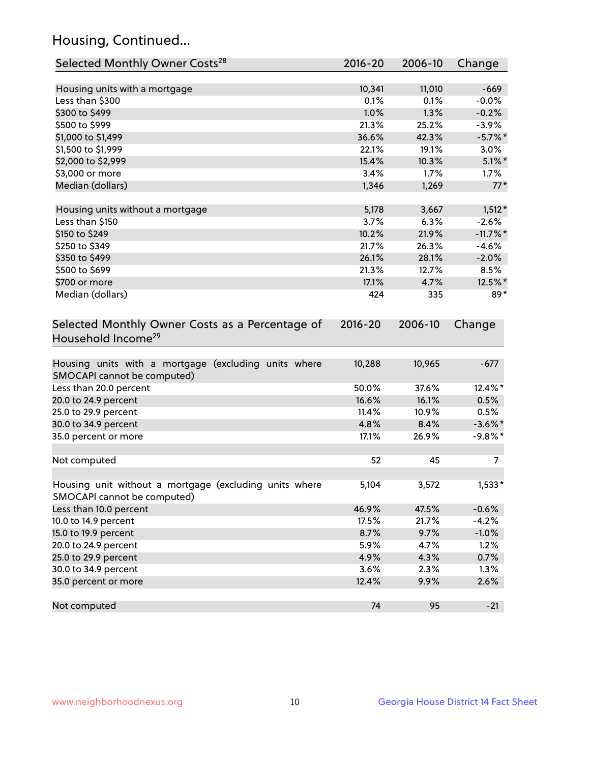## Housing, Continued...

| Selected Monthly Owner Costs[28] | 2016-20 | 2006-10 | Change |
|---|---|---|---|
| Housing units with a mortgage | 10,341 | 11,010 | -669 |
| Less than $300 | 0.1% | 0.1% | -0.0% |
| $300 to $499 | 1.0% | 1.3% | -0.2% |
| $500 to $999 | 21.3% | 25.2% | -3.9% |
| $1,000 to $1,499 | 36.6% | 42.3% | -5.7%* |
| $1,500 to $1,999 | 22.1% | 19.1% | 3.0% |
| $2,000 to $2,999 | 15.4% | 10.3% | 5.1%* |
| $3,000 or more | 3.4% | 1.7% | 1.7% |
| Median (dollars) | 1,346 | 1,269 | 77* |
| | | | |
| Housing units without a mortgage | 5,178 | 3,667 | 1,512* |
| Less than $150 | 3.7% | 6.3% | -2.6% |
| $150 to $249 | 10.2% | 21.9% | -11.7%* |
| $250 to $349 | 21.7% | 26.3% | -4.6% |
| $350 to $499 | 26.1% | 28.1% | -2.0% |
| $500 to $699 | 21.3% | 12.7% | 8.5% |
| $700 or more | 17.1% | 4.7% | 12.5%* |
| Median (dollars) | 424 | 335 | 89* |

| Selected Monthly Owner Costs as a Percentage of Household Income[29] | 2016-20 | 2006-10 | Change |
|---|---|---|---|
| Housing units with a mortgage (excluding units where SMOCAPI cannot be computed) | 10,288 | 10,965 | -677 |
| Less than 20.0 percent | 50.0% | 37.6% | 12.4%* |
| 20.0 to 24.9 percent | 16.6% | 16.1% | 0.5% |
| 25.0 to 29.9 percent | 11.4% | 10.9% | 0.5% |
| 30.0 to 34.9 percent | 4.8% | 8.4% | -3.6%* |
| 35.0 percent or more | 17.1% | 26.9% | -9.8%* |
| | | | |
| Not computed | 52 | 45 | 7 |
| | | | |
| Housing unit without a mortgage (excluding units where SMOCAPI cannot be computed) | 5,104 | 3,572 | 1,533* |
| Less than 10.0 percent | 46.9% | 47.5% | -0.6% |
| 10.0 to 14.9 percent | 17.5% | 21.7% | -4.2% |
| 15.0 to 19.9 percent | 8.7% | 9.7% | -1.0% |
| 20.0 to 24.9 percent | 5.9% | 4.7% | 1.2% |
| 25.0 to 29.9 percent | 4.9% | 4.3% | 0.7% |
| 30.0 to 34.9 percent | 3.6% | 2.3% | 1.3% |
| 35.0 percent or more | 12.4% | 9.9% | 2.6% |
| | | | |
| Not computed | 74 | 95 | -21 |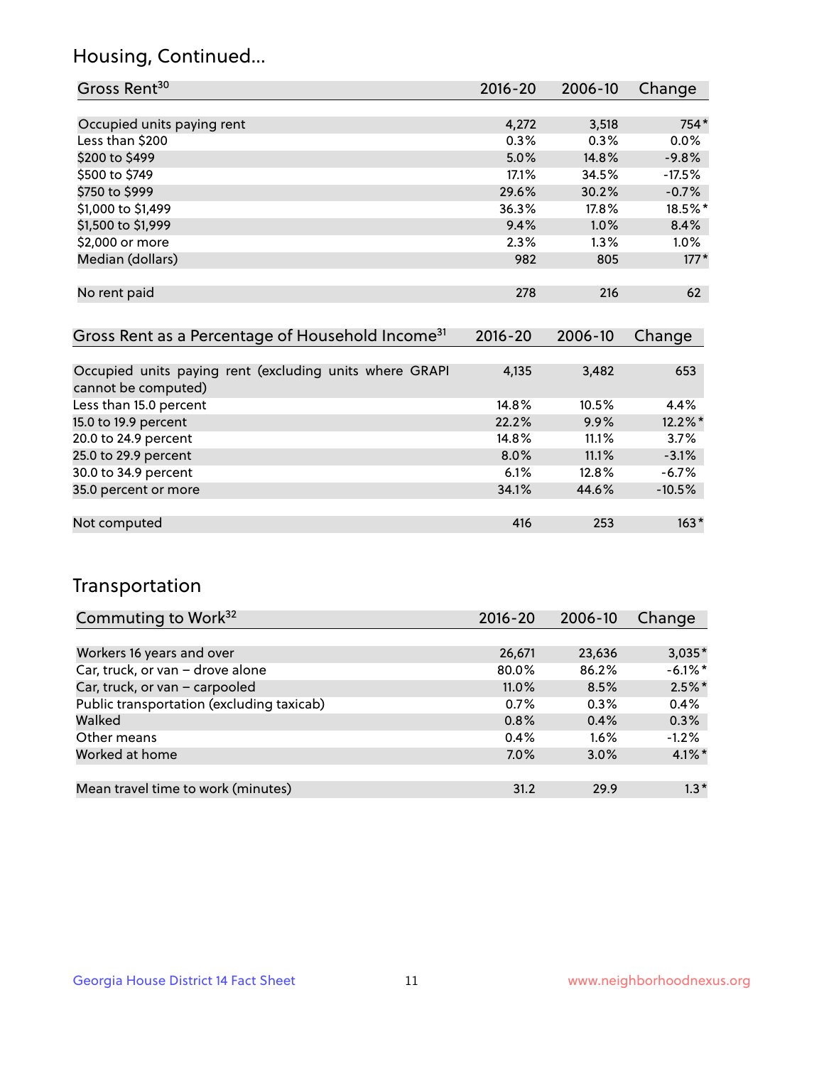## Housing, Continued...

| Gross Rent[30] | 2016-20 | 2006-10 | Change |
|---|---|---|---|
| Occupied units paying rent | 4,272 | 3,518 | 754* |
| Less than $200 | 0.3% | 0.3% | 0.0% |
| $200 to $499 | 5.0% | 14.8% | -9.8% |
| $500 to $749 | 17.1% | 34.5% | -17.5% |
| $750 to $999 | 29.6% | 30.2% | -0.7% |
| $1,000 to $1,499 | 36.3% | 17.8% | 18.5%* |
| $1,500 to $1,999 | 9.4% | 1.0% | 8.4% |
| $2,000 or more | 2.3% | 1.3% | 1.0% |
| Median (dollars) | 982 | 805 | 177* |
| No rent paid | 278 | 216 | 62 |

| Gross Rent as a Percentage of Household Income[31] | 2016-20 | 2006-10 | Change |
|---|---|---|---|
| Occupied units paying rent (excluding units where GRAPI cannot be computed) | 4,135 | 3,482 | 653 |
| Less than 15.0 percent | 14.8% | 10.5% | 4.4% |
| 15.0 to 19.9 percent | 22.2% | 9.9% | 12.2%* |
| 20.0 to 24.9 percent | 14.8% | 11.1% | 3.7% |
| 25.0 to 29.9 percent | 8.0% | 11.1% | -3.1% |
| 30.0 to 34.9 percent | 6.1% | 12.8% | -6.7% |
| 35.0 percent or more | 34.1% | 44.6% | -10.5% |
| Not computed | 416 | 253 | 163* |

## Transportation

| Commuting to Work[32] | 2016-20 | 2006-10 | Change |
|---|---|---|---|
| Workers 16 years and over | 26,671 | 23,636 | 3,035* |
| Car, truck, or van – drove alone | 80.0% | 86.2% | -6.1%* |
| Car, truck, or van – carpooled | 11.0% | 8.5% | 2.5%* |
| Public transportation (excluding taxicab) | 0.7% | 0.3% | 0.4% |
| Walked | 0.8% | 0.4% | 0.3% |
| Other means | 0.4% | 1.6% | -1.2% |
| Worked at home | 7.0% | 3.0% | 4.1%* |
| Mean travel time to work (minutes) | 31.2 | 29.9 | 1.3* |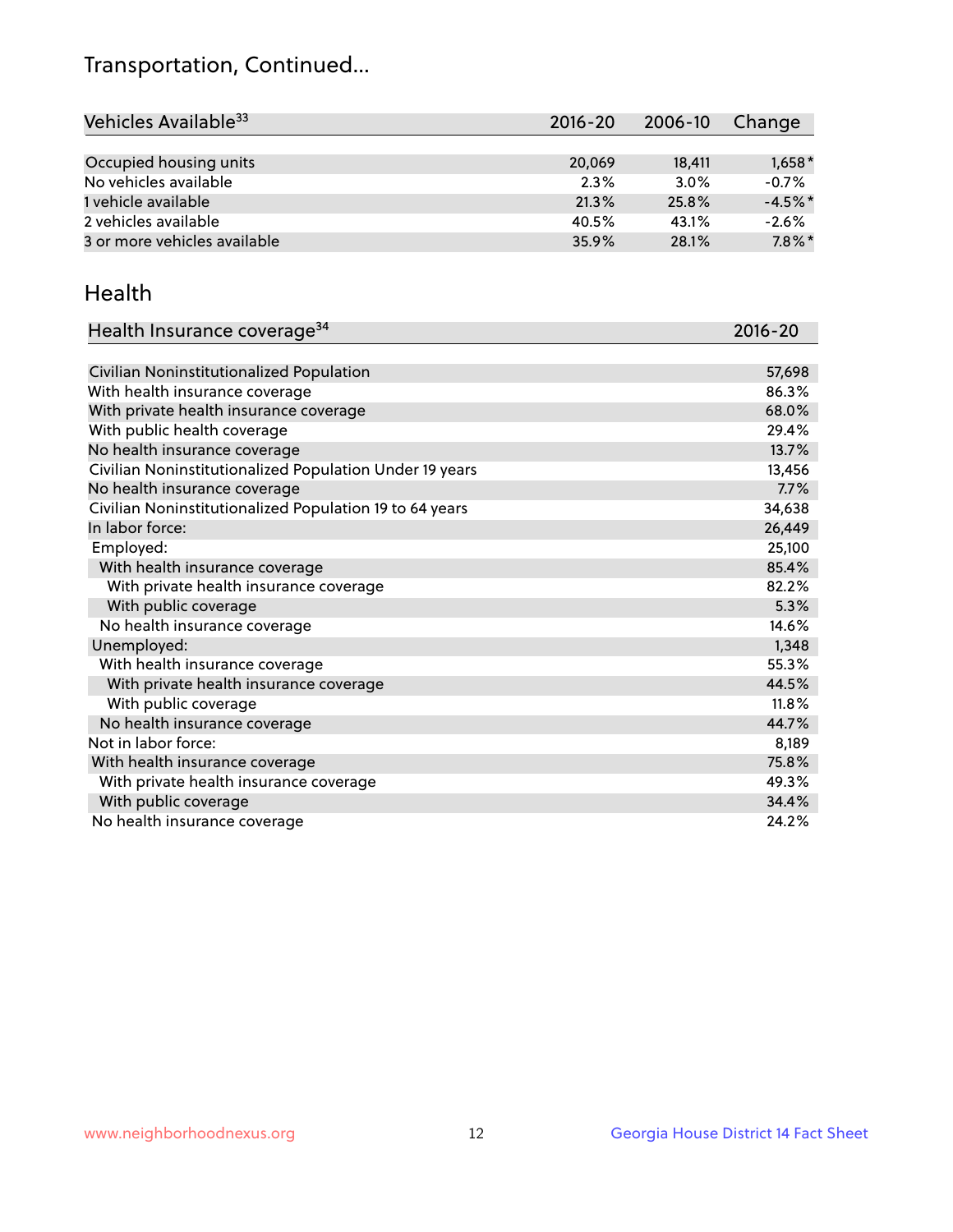# Transportation, Continued...

| Vehicles Available[33] | 2016-20 | 2006-10 | Change |
|---|---|---|---|
| Occupied housing units | 20,069 | 18,411 | 1,658* |
| No vehicles available | 2.3% | 3.0% | -0.7% |
| 1 vehicle available | 21.3% | 25.8% | -4.5%* |
| 2 vehicles available | 40.5% | 43.1% | -2.6% |
| 3 or more vehicles available | 35.9% | 28.1% | 7.8%* |

## Health

| Health Insurance coverage[34] | 2016-20 |
|---|---|
| Civilian Noninstitutionalized Population | 57,698 |
| With health insurance coverage | 86.3% |
| With private health insurance coverage | 68.0% |
| With public health coverage | 29.4% |
| No health insurance coverage | 13.7% |
| Civilian Noninstitutionalized Population Under 19 years | 13,456 |
| No health insurance coverage | 7.7% |
| Civilian Noninstitutionalized Population 19 to 64 years | 34,638 |
| In labor force: | 26,449 |
| Employed: | 25,100 |
| With health insurance coverage | 85.4% |
| With private health insurance coverage | 82.2% |
| With public coverage | 5.3% |
| No health insurance coverage | 14.6% |
| Unemployed: | 1,348 |
| With health insurance coverage | 55.3% |
| With private health insurance coverage | 44.5% |
| With public coverage | 11.8% |
| No health insurance coverage | 44.7% |
| Not in labor force: | 8,189 |
| With health insurance coverage | 75.8% |
| With private health insurance coverage | 49.3% |
| With public coverage | 34.4% |
| No health insurance coverage | 24.2% |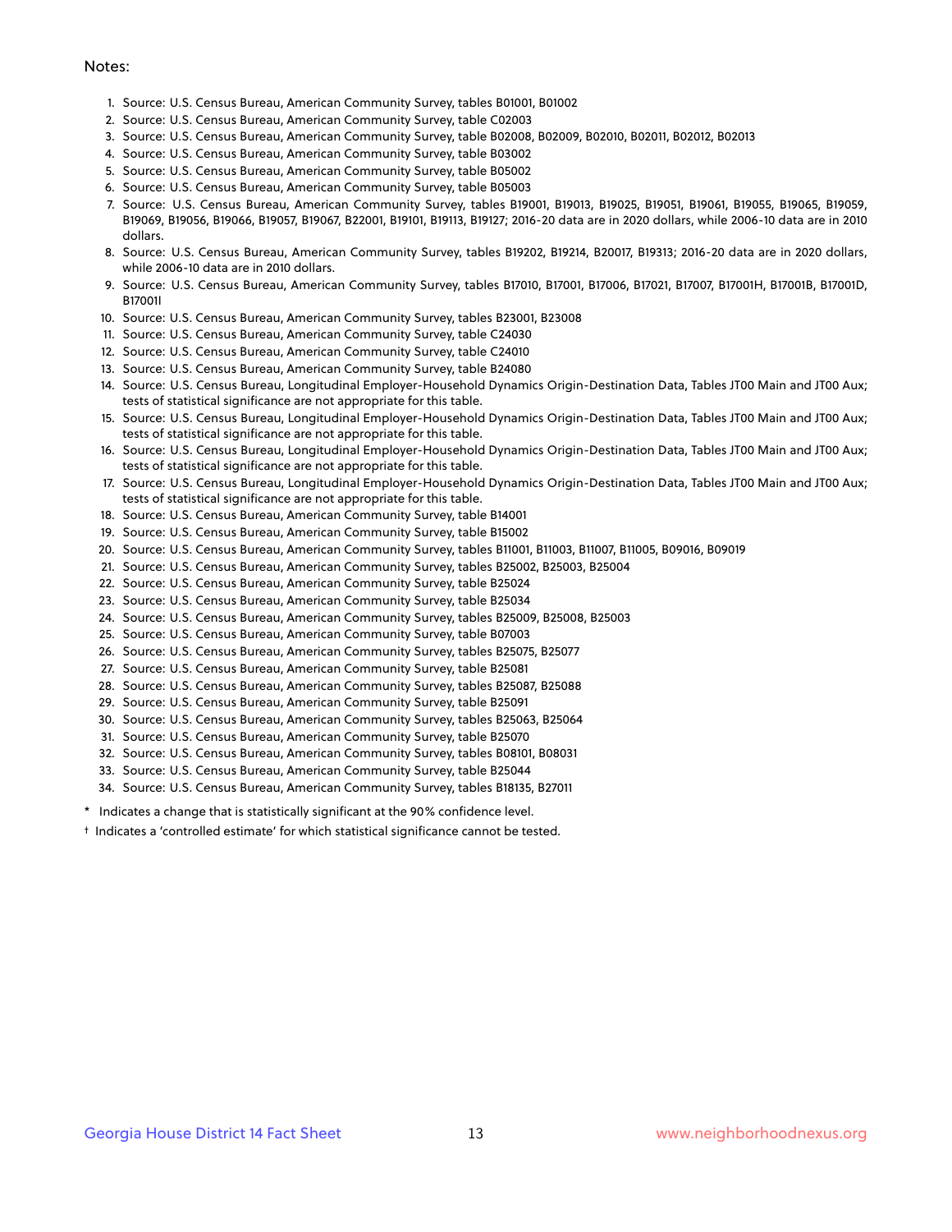Notes:

1. Source: U.S. Census Bureau, American Community Survey, tables B01001, B01002
2. Source: U.S. Census Bureau, American Community Survey, table C02003
3. Source: U.S. Census Bureau, American Community Survey, table B02008, B02009, B02010, B02011, B02012, B02013
4. Source: U.S. Census Bureau, American Community Survey, table B03002
5. Source: U.S. Census Bureau, American Community Survey, table B05002
6. Source: U.S. Census Bureau, American Community Survey, table B05003
7. Source: U.S. Census Bureau, American Community Survey, tables B19001, B19013, B19025, B19051, B19061, B19055, B19065, B19059, B19069, B19056, B19066, B19057, B19067, B22001, B19101, B19113, B19127; 2016-20 data are in 2020 dollars, while 2006-10 data are in 2010 dollars.
8. Source: U.S. Census Bureau, American Community Survey, tables B19202, B19214, B20017, B19313; 2016-20 data are in 2020 dollars, while 2006-10 data are in 2010 dollars.
9. Source: U.S. Census Bureau, American Community Survey, tables B17010, B17001, B17006, B17021, B17007, B17001H, B17001B, B17001D, B17001I
10. Source: U.S. Census Bureau, American Community Survey, tables B23001, B23008
11. Source: U.S. Census Bureau, American Community Survey, table C24030
12. Source: U.S. Census Bureau, American Community Survey, table C24010
13. Source: U.S. Census Bureau, American Community Survey, table B24080
14. Source: U.S. Census Bureau, Longitudinal Employer-Household Dynamics Origin-Destination Data, Tables JT00 Main and JT00 Aux; tests of statistical significance are not appropriate for this table.
15. Source: U.S. Census Bureau, Longitudinal Employer-Household Dynamics Origin-Destination Data, Tables JT00 Main and JT00 Aux; tests of statistical significance are not appropriate for this table.
16. Source: U.S. Census Bureau, Longitudinal Employer-Household Dynamics Origin-Destination Data, Tables JT00 Main and JT00 Aux; tests of statistical significance are not appropriate for this table.
17. Source: U.S. Census Bureau, Longitudinal Employer-Household Dynamics Origin-Destination Data, Tables JT00 Main and JT00 Aux; tests of statistical significance are not appropriate for this table.
18. Source: U.S. Census Bureau, American Community Survey, table B14001
19. Source: U.S. Census Bureau, American Community Survey, table B15002
20. Source: U.S. Census Bureau, American Community Survey, tables B11001, B11003, B11007, B11005, B09016, B09019
21. Source: U.S. Census Bureau, American Community Survey, tables B25002, B25003, B25004
22. Source: U.S. Census Bureau, American Community Survey, table B25024
23. Source: U.S. Census Bureau, American Community Survey, table B25034
24. Source: U.S. Census Bureau, American Community Survey, tables B25009, B25008, B25003
25. Source: U.S. Census Bureau, American Community Survey, table B07003
26. Source: U.S. Census Bureau, American Community Survey, tables B25075, B25077
27. Source: U.S. Census Bureau, American Community Survey, table B25081
28. Source: U.S. Census Bureau, American Community Survey, tables B25087, B25088
29. Source: U.S. Census Bureau, American Community Survey, table B25091
30. Source: U.S. Census Bureau, American Community Survey, tables B25063, B25064
31. Source: U.S. Census Bureau, American Community Survey, table B25070
32. Source: U.S. Census Bureau, American Community Survey, tables B08101, B08031
33. Source: U.S. Census Bureau, American Community Survey, table B25044
34. Source: U.S. Census Bureau, American Community Survey, tables B18135, B27011

\* Indicates a change that is statistically significant at the 90% confidence level.

† Indicates a 'controlled estimate' for which statistical significance cannot be tested.